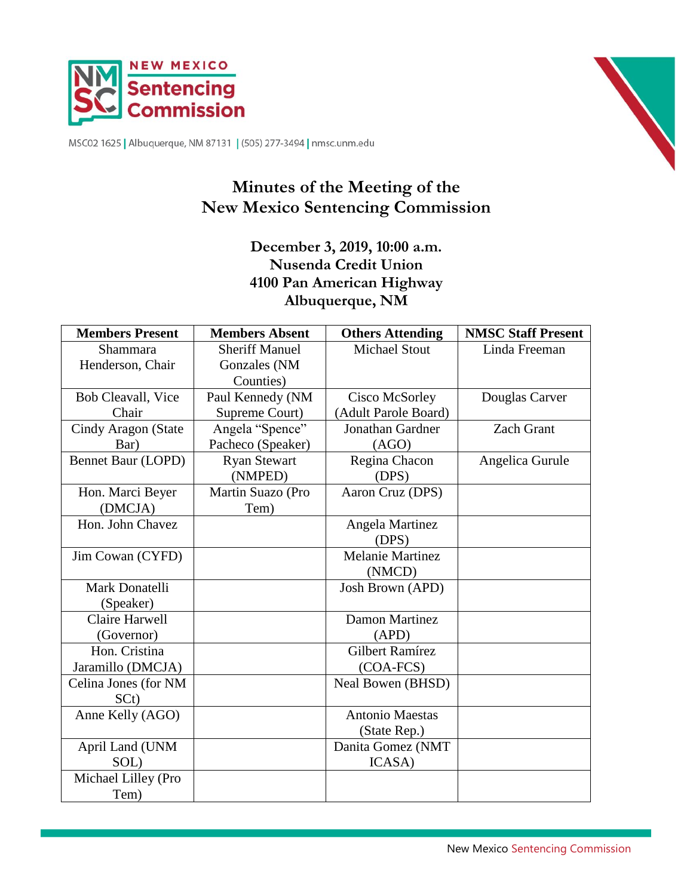NEW MEXICO
**Sentencing Commission**

MSC02 1625 | Albuquerque, NM 87131 | (505) 277-3494 | nmsc.unm.edu

# Minutes of the Meeting of the New Mexico Sentencing Commission

## December 3, 2019, 10:00 a.m.
## Nusenda Credit Union
## 4100 Pan American Highway
## Albuquerque, NM

| Members Present | Members Absent | Others Attending | NMSC Staff Present |
|---|---|---|---|
| Shammara Henderson, Chair | Sheriff Manuel Gonzales (NM Counties) | Michael Stout | Linda Freeman |
| Bob Cleavall, Vice Chair | Paul Kennedy (NM Supreme Court) | Cisco McSorley (Adult Parole Board) | Douglas Carver |
| Cindy Aragon (State Bar) | Angela "Spence" Pacheco (Speaker) | Jonathan Gardner (AGO) | Zach Grant |
| Bennet Baur (LOPD) | Ryan Stewart (NMPED) | Regina Chacon (DPS) | Angelica Gurule |
| Hon. Marci Beyer (DMCJA) | Martin Suazo (Pro Tem) | Aaron Cruz (DPS) | |
| Hon. John Chavez | | Angela Martinez (DPS) | |
| Jim Cowan (CYFD) | | Melanie Martinez (NMCD) | |
| Mark Donatelli (Speaker) | | Josh Brown (APD) | |
| Claire Harwell (Governor) | | Damon Martinez (APD) | |
| Hon. Cristina Jaramillo (DMCJA) | | Gilbert Ramírez (COA-FCS) | |
| Celina Jones (for NM SCt) | | Neal Bowen (BHSD) | |
| Anne Kelly (AGO) | | Antonio Maestas (State Rep.) | |
| April Land (UNM SOL) | | Danita Gomez (NMT ICASA) | |
| Michael Lilley (Pro Tem) | | | |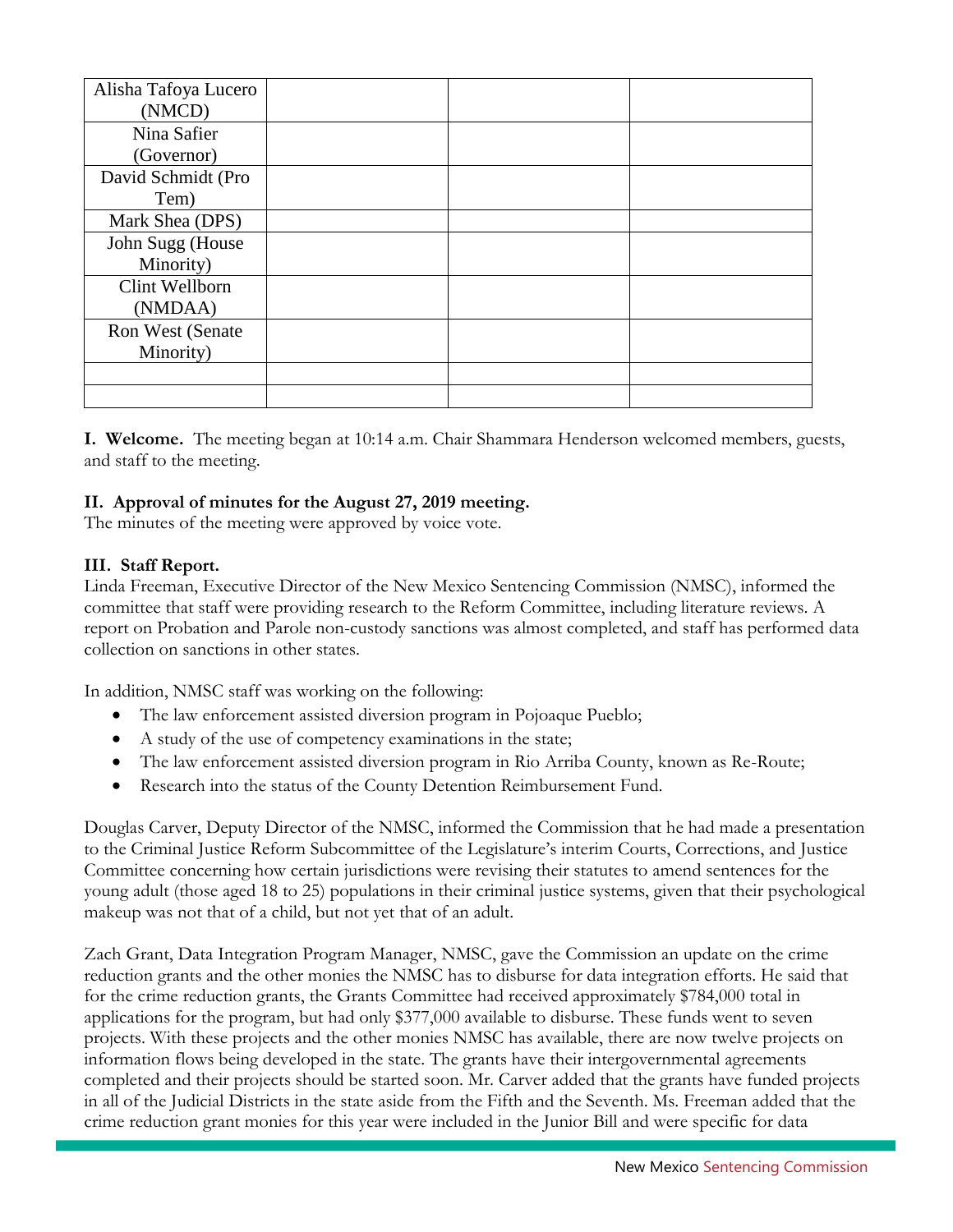| | | | |
|---|---|---|---|
| Alisha Tafoya Lucero (NMCD) | | | |
| Nina Safier (Governor) | | | |
| David Schmidt (Pro Tem) | | | |
| Mark Shea (DPS) | | | |
| John Sugg (House Minority) | | | |
| Clint Wellborn (NMDAA) | | | |
| Ron West (Senate Minority) | | | |
| | | | |
| | | | |

**I. Welcome.** The meeting began at 10:14 a.m. Chair Shammara Henderson welcomed members, guests, and staff to the meeting.

**II. Approval of minutes for the August 27, 2019 meeting.**
The minutes of the meeting were approved by voice vote.

**III. Staff Report.**
Linda Freeman, Executive Director of the New Mexico Sentencing Commission (NMSC), informed the committee that staff were providing research to the Reform Committee, including literature reviews. A report on Probation and Parole non-custody sanctions was almost completed, and staff has performed data collection on sanctions in other states.

In addition, NMSC staff was working on the following:

- The law enforcement assisted diversion program in Pojoaque Pueblo;
- A study of the use of competency examinations in the state;
- The law enforcement assisted diversion program in Rio Arriba County, known as Re-Route;
- Research into the status of the County Detention Reimbursement Fund.

Douglas Carver, Deputy Director of the NMSC, informed the Commission that he had made a presentation to the Criminal Justice Reform Subcommittee of the Legislature's interim Courts, Corrections, and Justice Committee concerning how certain jurisdictions were revising their statutes to amend sentences for the young adult (those aged 18 to 25) populations in their criminal justice systems, given that their psychological makeup was not that of a child, but not yet that of an adult.

Zach Grant, Data Integration Program Manager, NMSC, gave the Commission an update on the crime reduction grants and the other monies the NMSC has to disburse for data integration efforts. He said that for the crime reduction grants, the Grants Committee had received approximately $784,000 total in applications for the program, but had only $377,000 available to disburse. These funds went to seven projects. With these projects and the other monies NMSC has available, there are now twelve projects on information flows being developed in the state. The grants have their intergovernmental agreements completed and their projects should be started soon. Mr. Carver added that the grants have funded projects in all of the Judicial Districts in the state aside from the Fifth and the Seventh. Ms. Freeman added that the crime reduction grant monies for this year were included in the Junior Bill and were specific for data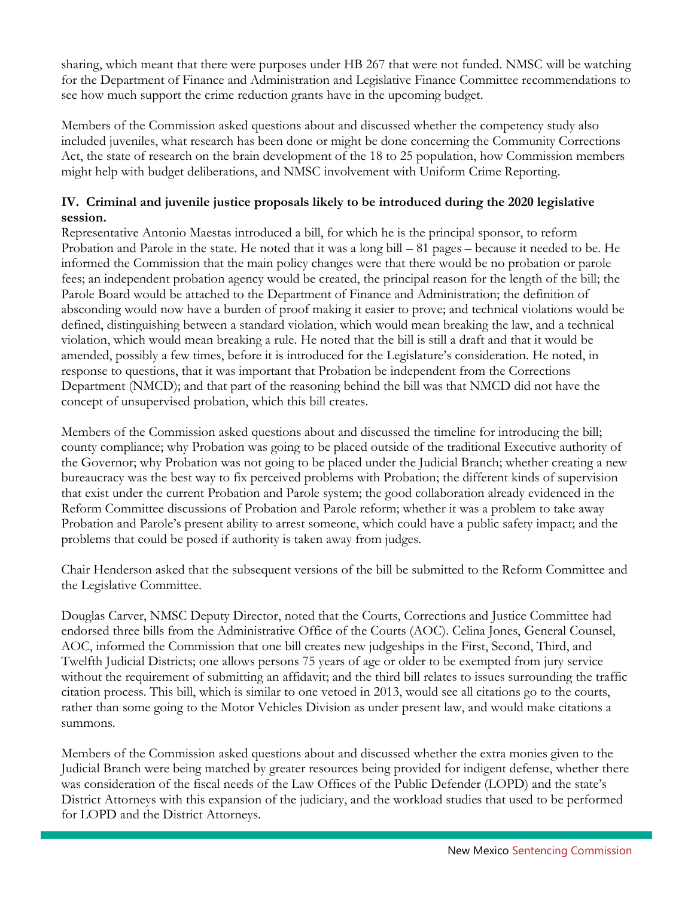sharing, which meant that there were purposes under HB 267 that were not funded. NMSC will be watching for the Department of Finance and Administration and Legislative Finance Committee recommendations to see how much support the crime reduction grants have in the upcoming budget.

Members of the Commission asked questions about and discussed whether the competency study also included juveniles, what research has been done or might be done concerning the Community Corrections Act, the state of research on the brain development of the 18 to 25 population, how Commission members might help with budget deliberations, and NMSC involvement with Uniform Crime Reporting.

**IV. Criminal and juvenile justice proposals likely to be introduced during the 2020 legislative session.**

Representative Antonio Maestas introduced a bill, for which he is the principal sponsor, to reform Probation and Parole in the state. He noted that it was a long bill – 81 pages – because it needed to be. He informed the Commission that the main policy changes were that there would be no probation or parole fees; an independent probation agency would be created, the principal reason for the length of the bill; the Parole Board would be attached to the Department of Finance and Administration; the definition of absconding would now have a burden of proof making it easier to prove; and technical violations would be defined, distinguishing between a standard violation, which would mean breaking the law, and a technical violation, which would mean breaking a rule. He noted that the bill is still a draft and that it would be amended, possibly a few times, before it is introduced for the Legislature's consideration. He noted, in response to questions, that it was important that Probation be independent from the Corrections Department (NMCD); and that part of the reasoning behind the bill was that NMCD did not have the concept of unsupervised probation, which this bill creates.

Members of the Commission asked questions about and discussed the timeline for introducing the bill; county compliance; why Probation was going to be placed outside of the traditional Executive authority of the Governor; why Probation was not going to be placed under the Judicial Branch; whether creating a new bureaucracy was the best way to fix perceived problems with Probation; the different kinds of supervision that exist under the current Probation and Parole system; the good collaboration already evidenced in the Reform Committee discussions of Probation and Parole reform; whether it was a problem to take away Probation and Parole's present ability to arrest someone, which could have a public safety impact; and the problems that could be posed if authority is taken away from judges.

Chair Henderson asked that the subsequent versions of the bill be submitted to the Reform Committee and the Legislative Committee.

Douglas Carver, NMSC Deputy Director, noted that the Courts, Corrections and Justice Committee had endorsed three bills from the Administrative Office of the Courts (AOC). Celina Jones, General Counsel, AOC, informed the Commission that one bill creates new judgeships in the First, Second, Third, and Twelfth Judicial Districts; one allows persons 75 years of age or older to be exempted from jury service without the requirement of submitting an affidavit; and the third bill relates to issues surrounding the traffic citation process. This bill, which is similar to one vetoed in 2013, would see all citations go to the courts, rather than some going to the Motor Vehicles Division as under present law, and would make citations a summons.

Members of the Commission asked questions about and discussed whether the extra monies given to the Judicial Branch were being matched by greater resources being provided for indigent defense, whether there was consideration of the fiscal needs of the Law Offices of the Public Defender (LOPD) and the state's District Attorneys with this expansion of the judiciary, and the workload studies that used to be performed for LOPD and the District Attorneys.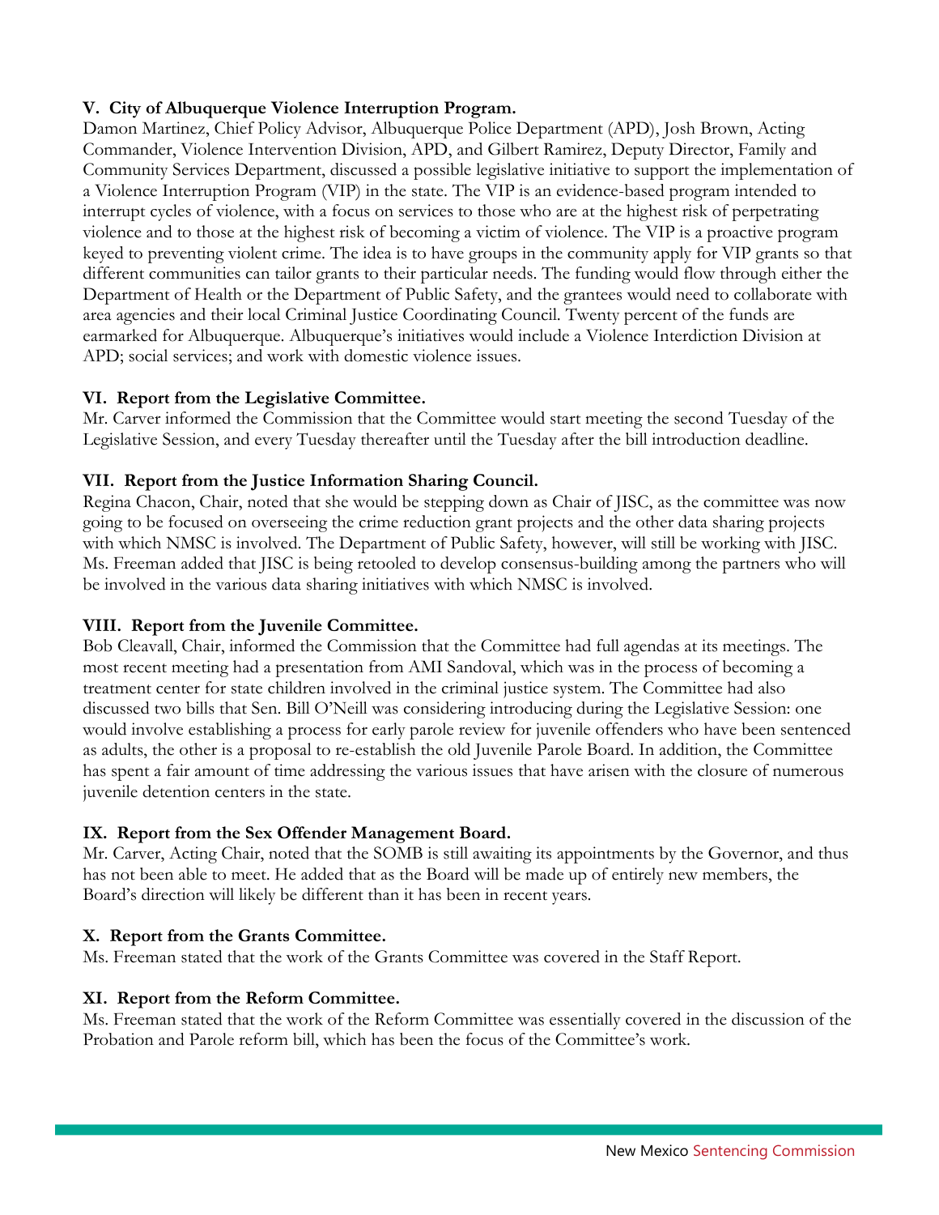**V. City of Albuquerque Violence Interruption Program.**
Damon Martinez, Chief Policy Advisor, Albuquerque Police Department (APD), Josh Brown, Acting Commander, Violence Intervention Division, APD, and Gilbert Ramirez, Deputy Director, Family and Community Services Department, discussed a possible legislative initiative to support the implementation of a Violence Interruption Program (VIP) in the state. The VIP is an evidence-based program intended to interrupt cycles of violence, with a focus on services to those who are at the highest risk of perpetrating violence and to those at the highest risk of becoming a victim of violence. The VIP is a proactive program keyed to preventing violent crime. The idea is to have groups in the community apply for VIP grants so that different communities can tailor grants to their particular needs. The funding would flow through either the Department of Health or the Department of Public Safety, and the grantees would need to collaborate with area agencies and their local Criminal Justice Coordinating Council. Twenty percent of the funds are earmarked for Albuquerque. Albuquerque's initiatives would include a Violence Interdiction Division at APD; social services; and work with domestic violence issues.

**VI. Report from the Legislative Committee.**
Mr. Carver informed the Commission that the Committee would start meeting the second Tuesday of the Legislative Session, and every Tuesday thereafter until the Tuesday after the bill introduction deadline.

**VII. Report from the Justice Information Sharing Council.**
Regina Chacon, Chair, noted that she would be stepping down as Chair of JISC, as the committee was now going to be focused on overseeing the crime reduction grant projects and the other data sharing projects with which NMSC is involved. The Department of Public Safety, however, will still be working with JISC. Ms. Freeman added that JISC is being retooled to develop consensus-building among the partners who will be involved in the various data sharing initiatives with which NMSC is involved.

**VIII. Report from the Juvenile Committee.**
Bob Cleavall, Chair, informed the Commission that the Committee had full agendas at its meetings. The most recent meeting had a presentation from AMI Sandoval, which was in the process of becoming a treatment center for state children involved in the criminal justice system. The Committee had also discussed two bills that Sen. Bill O'Neill was considering introducing during the Legislative Session: one would involve establishing a process for early parole review for juvenile offenders who have been sentenced as adults, the other is a proposal to re-establish the old Juvenile Parole Board. In addition, the Committee has spent a fair amount of time addressing the various issues that have arisen with the closure of numerous juvenile detention centers in the state.

**IX. Report from the Sex Offender Management Board.**
Mr. Carver, Acting Chair, noted that the SOMB is still awaiting its appointments by the Governor, and thus has not been able to meet. He added that as the Board will be made up of entirely new members, the Board's direction will likely be different than it has been in recent years.

**X. Report from the Grants Committee.**
Ms. Freeman stated that the work of the Grants Committee was covered in the Staff Report.

**XI. Report from the Reform Committee.**
Ms. Freeman stated that the work of the Reform Committee was essentially covered in the discussion of the Probation and Parole reform bill, which has been the focus of the Committee's work.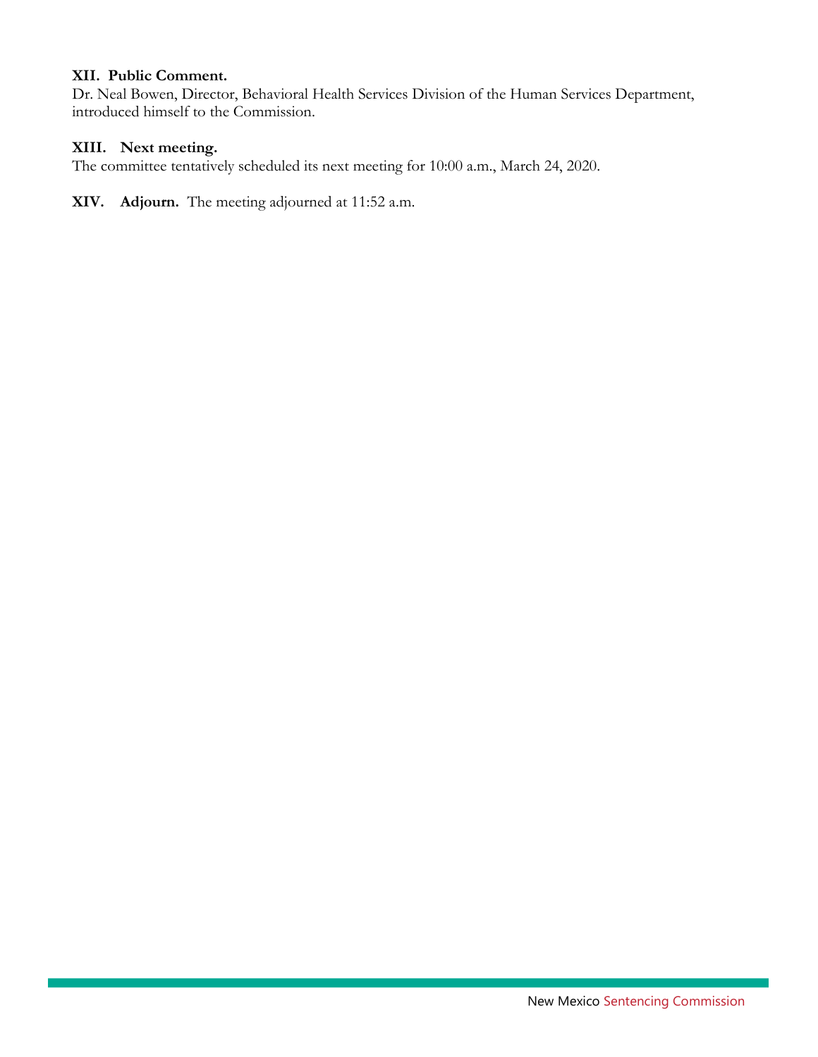**XII. Public Comment.**
Dr. Neal Bowen, Director, Behavioral Health Services Division of the Human Services Department, introduced himself to the Commission.

**XIII. Next meeting.**
The committee tentatively scheduled its next meeting for 10:00 a.m., March 24, 2020.

**XIV. Adjourn.** The meeting adjourned at 11:52 a.m.